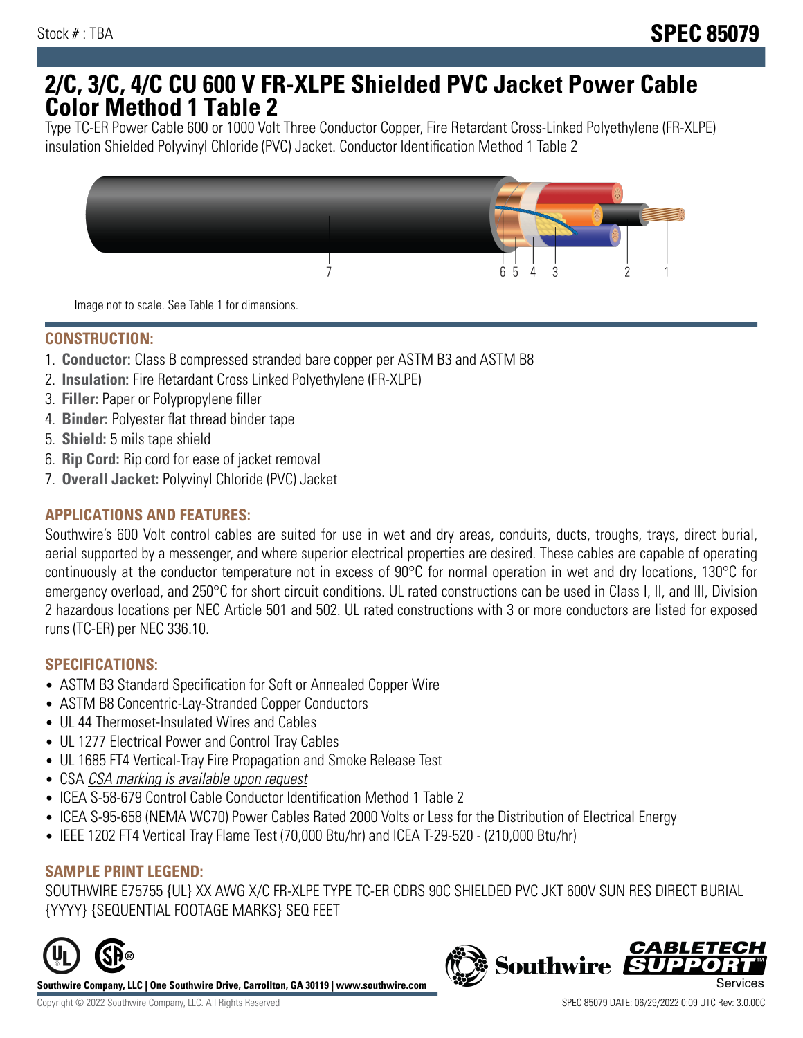Stock # : TBA

**SPEC 85079**

# 2/C, 3/C, 4/C CU 600 V FR-XLPE Shielded PVC Jacket Power Cable Color Method 1 Table 2

Type TC-ER Power Cable 600 or 1000 Volt Three Conductor Copper, Fire Retardant Cross-Linked Polyethylene (FR-XLPE) insulation Shielded Polyvinyl Chloride (PVC) Jacket. Conductor Identification Method 1 Table 2

7 6 5 4 3 2 1

Image not to scale. See Table 1 for dimensions.

## CONSTRUCTION:

1. **Conductor:** Class B compressed stranded bare copper per ASTM B3 and ASTM B8
2. **Insulation:** Fire Retardant Cross Linked Polyethylene (FR-XLPE)
3. **Filler:** Paper or Polypropylene filler
4. **Binder:** Polyester flat thread binder tape
5. **Shield:** 5 mils tape shield
6. **Rip Cord:** Rip cord for ease of jacket removal
7. **Overall Jacket:** Polyvinyl Chloride (PVC) Jacket

## APPLICATIONS AND FEATURES:

Southwire's 600 Volt control cables are suited for use in wet and dry areas, conduits, ducts, troughs, trays, direct burial, aerial supported by a messenger, and where superior electrical properties are desired. These cables are capable of operating continuously at the conductor temperature not in excess of 90°C for normal operation in wet and dry locations, 130°C for emergency overload, and 250°C for short circuit conditions. UL rated constructions can be used in Class I, II, and III, Division 2 hazardous locations per NEC Article 501 and 502. UL rated constructions with 3 or more conductors are listed for exposed runs (TC-ER) per NEC 336.10.

## SPECIFICATIONS:

- ASTM B3 Standard Specification for Soft or Annealed Copper Wire
- ASTM B8 Concentric-Lay-Stranded Copper Conductors
- UL 44 Thermoset-Insulated Wires and Cables
- UL 1277 Electrical Power and Control Tray Cables
- UL 1685 FT4 Vertical-Tray Fire Propagation and Smoke Release Test
- CSA *CSA marking is available upon request*
- ICEA S-58-679 Control Cable Conductor Identification Method 1 Table 2
- ICEA S-95-658 (NEMA WC70) Power Cables Rated 2000 Volts or Less for the Distribution of Electrical Energy
- IEEE 1202 FT4 Vertical Tray Flame Test (70,000 Btu/hr) and ICEA T-29-520 - (210,000 Btu/hr)

## SAMPLE PRINT LEGEND:

SOUTHWIRE E75755 {UL} XX AWG X/C FR-XLPE TYPE TC-ER CDRS 90C SHIELDED PVC JKT 600V SUN RES DIRECT BURIAL {YYYY} {SEQUENTIAL FOOTAGE MARKS} SEQ FEET

**Southwire Company, LLC | One Southwire Drive, Carrollton, GA 30119 | www.southwire.com**

Copyright © 2022 Southwire Company, LLC. All Rights Reserved

SPEC 85079 DATE: 06/29/2022 0:09 UTC Rev: 3.0.00C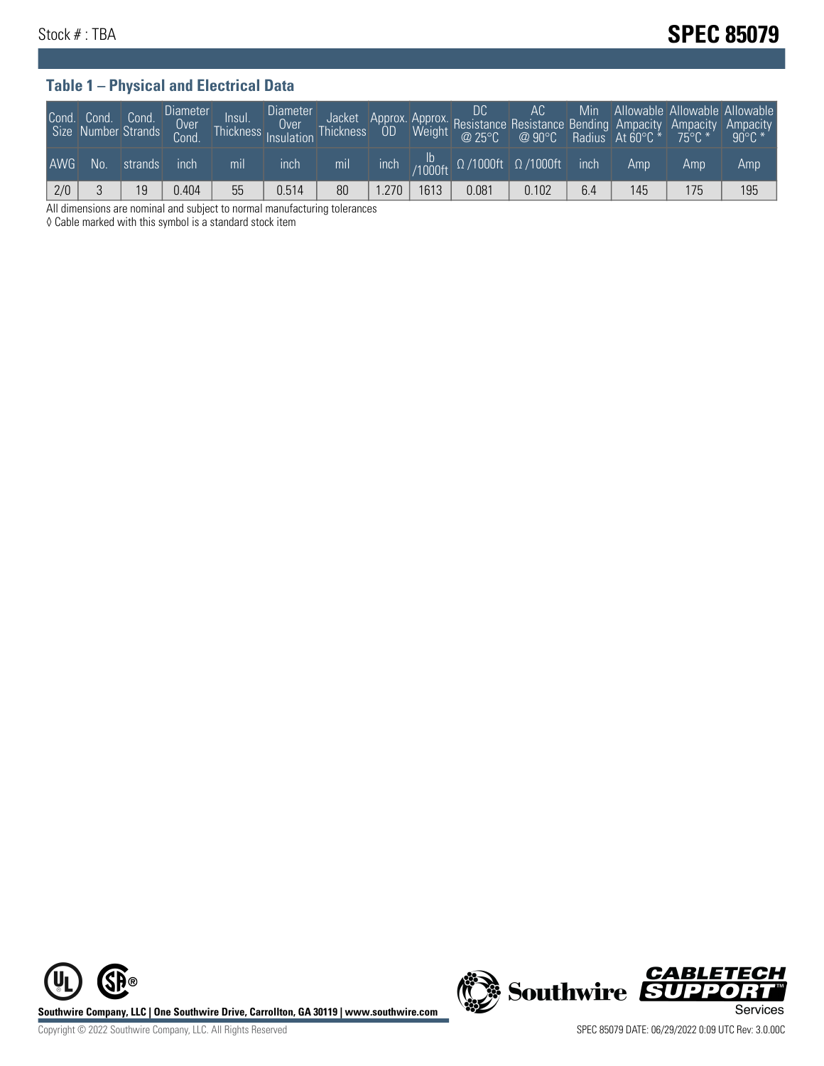### Table 1 – Physical and Electrical Data

| Cond. Size | Cond. Number | Cond. Strands | Diameter Over Cond. | Insul. Thickness | Diameter Over Insulation | Jacket Thickness | Approx. OD | Approx. Weight | DC Resistance @ 25°C | AC Resistance @ 90°C | Min Bending Radius | Allowable Ampacity At 60°C * | Allowable Ampacity 75°C * | Allowable Ampacity 90°C * |
|---|---|---|---|---|---|---|---|---|---|---|---|---|---|---|
| AWG | No. | strands | inch | mil | inch | mil | inch | lb /1000ft | Ω /1000ft | Ω /1000ft | inch | Amp | Amp | Amp |
| 2/0 | 3 | 19 | 0.404 | 55 | 0.514 | 80 | 1.270 | 1613 | 0.081 | 0.102 | 6.4 | 145 | 175 | 195 |

All dimensions are nominal and subject to normal manufacturing tolerances

◊ Cable marked with this symbol is a standard stock item

**Southwire Company, LLC | One Southwire Drive, Carrollton, GA 30119 | www.southwire.com**

Copyright © 2022 Southwire Company, LLC. All Rights Reserved

SPEC 85079 DATE: 06/29/2022 0:09 UTC Rev: 3.0.00C